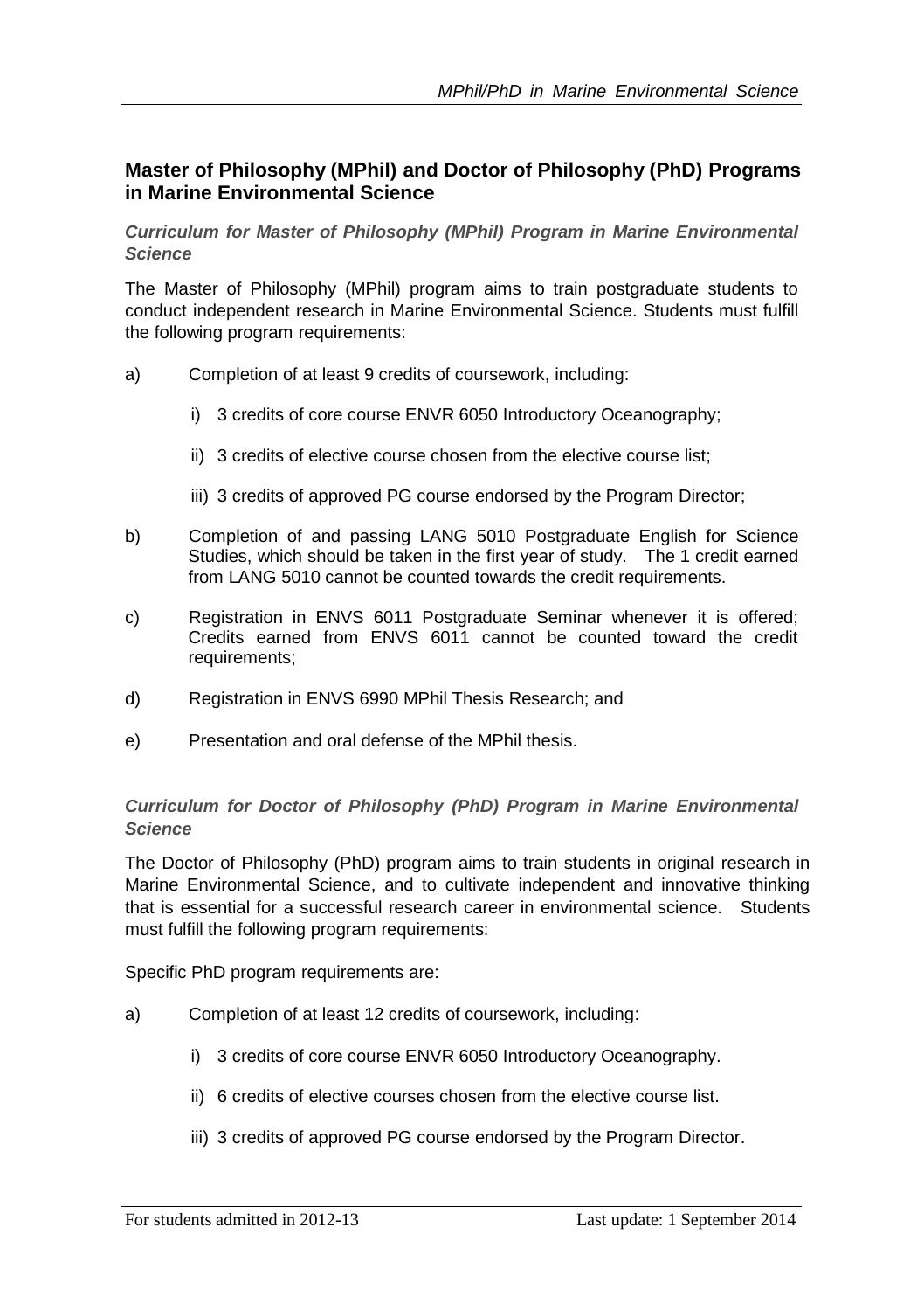## Master of Philosophy (MPhil) and Doctor of Philosophy (PhD) Programs in Marine Environmental Science

### *Curriculum for Master of Philosophy (MPhil) Program in Marine Environmental Science*

The Master of Philosophy (MPhil) program aims to train postgraduate students to conduct independent research in Marine Environmental Science. Students must fulfill the following program requirements:

a) Completion of at least 9 credits of coursework, including:

   i) 3 credits of core course ENVR 6050 Introductory Oceanography;

   ii) 3 credits of elective course chosen from the elective course list;

   iii) 3 credits of approved PG course endorsed by the Program Director;

b) Completion of and passing LANG 5010 Postgraduate English for Science Studies, which should be taken in the first year of study. The 1 credit earned from LANG 5010 cannot be counted towards the credit requirements.

c) Registration in ENVS 6011 Postgraduate Seminar whenever it is offered; Credits earned from ENVS 6011 cannot be counted toward the credit requirements;

d) Registration in ENVS 6990 MPhil Thesis Research; and

e) Presentation and oral defense of the MPhil thesis.

### *Curriculum for Doctor of Philosophy (PhD) Program in Marine Environmental Science*

The Doctor of Philosophy (PhD) program aims to train students in original research in Marine Environmental Science, and to cultivate independent and innovative thinking that is essential for a successful research career in environmental science. Students must fulfill the following program requirements:

Specific PhD program requirements are:

a) Completion of at least 12 credits of coursework, including:

   i) 3 credits of core course ENVR 6050 Introductory Oceanography.

   ii) 6 credits of elective courses chosen from the elective course list.

   iii) 3 credits of approved PG course endorsed by the Program Director.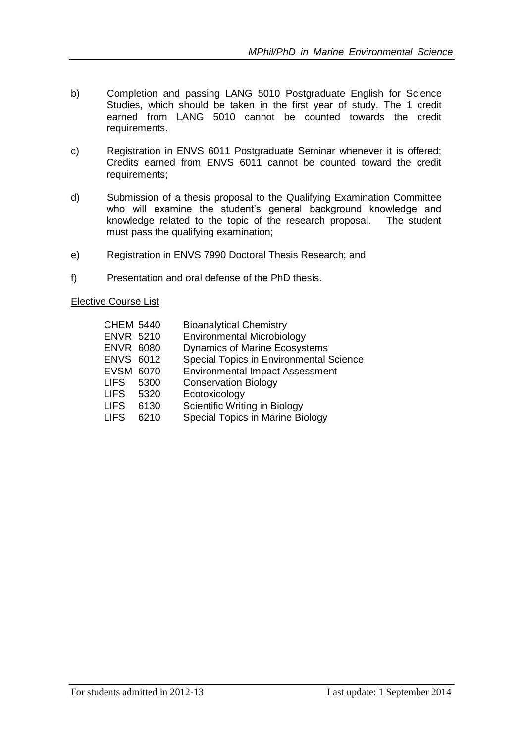b) Completion and passing LANG 5010 Postgraduate English for Science Studies, which should be taken in the first year of study. The 1 credit earned from LANG 5010 cannot be counted towards the credit requirements.

c) Registration in ENVS 6011 Postgraduate Seminar whenever it is offered; Credits earned from ENVS 6011 cannot be counted toward the credit requirements;

d) Submission of a thesis proposal to the Qualifying Examination Committee who will examine the student's general background knowledge and knowledge related to the topic of the research proposal. The student must pass the qualifying examination;

e) Registration in ENVS 7990 Doctoral Thesis Research; and

f) Presentation and oral defense of the PhD thesis.

Elective Course List

| | |
|---|---|
| CHEM 5440 | Bioanalytical Chemistry |
| ENVR 5210 | Environmental Microbiology |
| ENVR 6080 | Dynamics of Marine Ecosystems |
| ENVS 6012 | Special Topics in Environmental Science |
| EVSM 6070 | Environmental Impact Assessment |
| LIFS 5300 | Conservation Biology |
| LIFS 5320 | Ecotoxicology |
| LIFS 6130 | Scientific Writing in Biology |
| LIFS 6210 | Special Topics in Marine Biology |